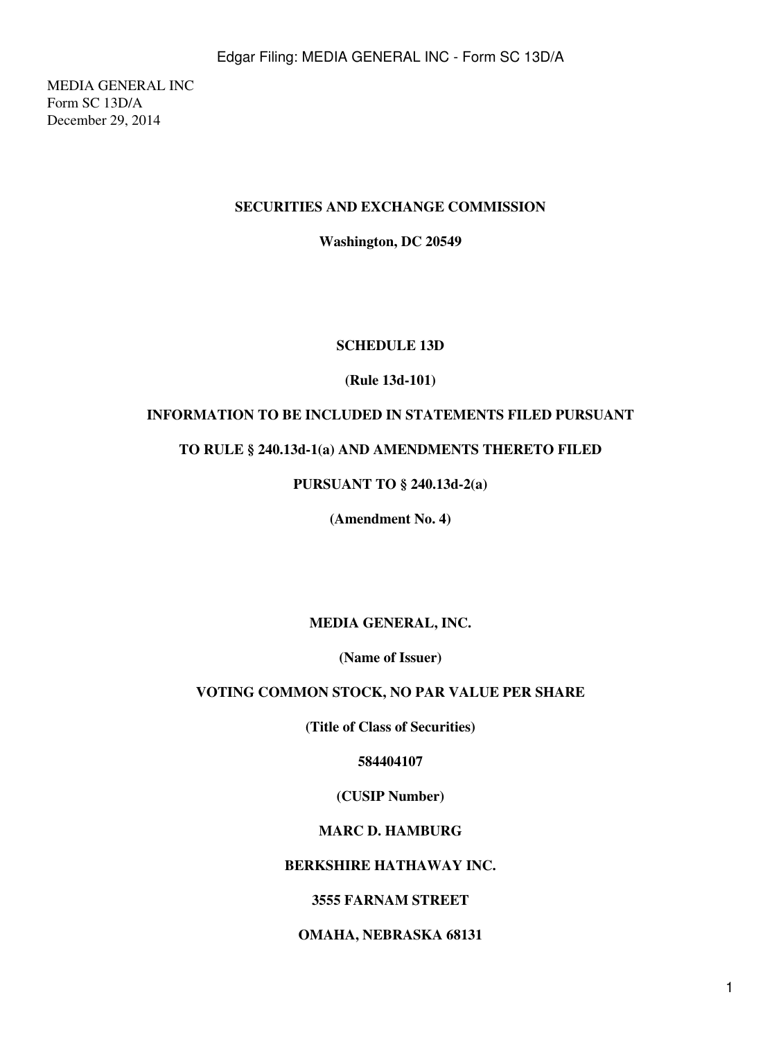MEDIA GENERAL INC
Form SC 13D/A
December 29, 2014

**SECURITIES AND EXCHANGE COMMISSION**

**Washington, DC 20549**

**SCHEDULE 13D**

**(Rule 13d-101)**

**INFORMATION TO BE INCLUDED IN STATEMENTS FILED PURSUANT**

**TO RULE § 240.13d-1(a) AND AMENDMENTS THERETO FILED**

**PURSUANT TO § 240.13d-2(a)**

**(Amendment No. 4)**

**MEDIA GENERAL, INC.**

**(Name of Issuer)**

**VOTING COMMON STOCK, NO PAR VALUE PER SHARE**

**(Title of Class of Securities)**

**584404107**

**(CUSIP Number)**

**MARC D. HAMBURG**

**BERKSHIRE HATHAWAY INC.**

**3555 FARNAM STREET**

**OMAHA, NEBRASKA 68131**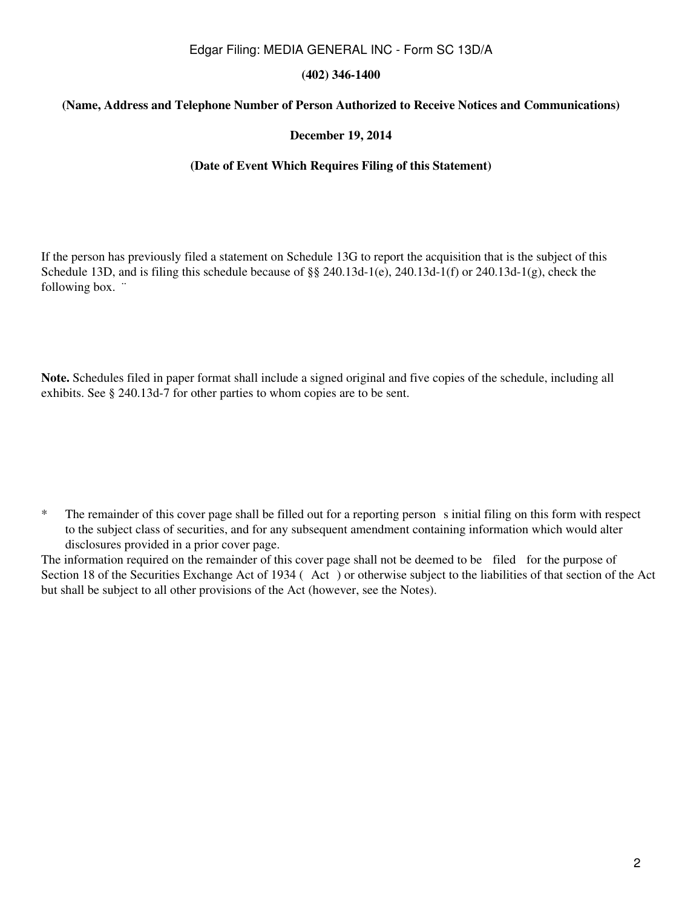**(402) 346-1400**

**(Name, Address and Telephone Number of Person Authorized to Receive Notices and Communications)**

**December 19, 2014**

**(Date of Event Which Requires Filing of this Statement)**

If the person has previously filed a statement on Schedule 13G to report the acquisition that is the subject of this Schedule 13D, and is filing this schedule because of §§ 240.13d-1(e), 240.13d-1(f) or 240.13d-1(g), check the following box. ¨

**Note.** Schedules filed in paper format shall include a signed original and five copies of the schedule, including all exhibits. See § 240.13d-7 for other parties to whom copies are to be sent.

* The remainder of this cover page shall be filled out for a reporting person s initial filing on this form with respect to the subject class of securities, and for any subsequent amendment containing information which would alter disclosures provided in a prior cover page.

The information required on the remainder of this cover page shall not be deemed to be filed for the purpose of Section 18 of the Securities Exchange Act of 1934 ( Act ) or otherwise subject to the liabilities of that section of the Act but shall be subject to all other provisions of the Act (however, see the Notes).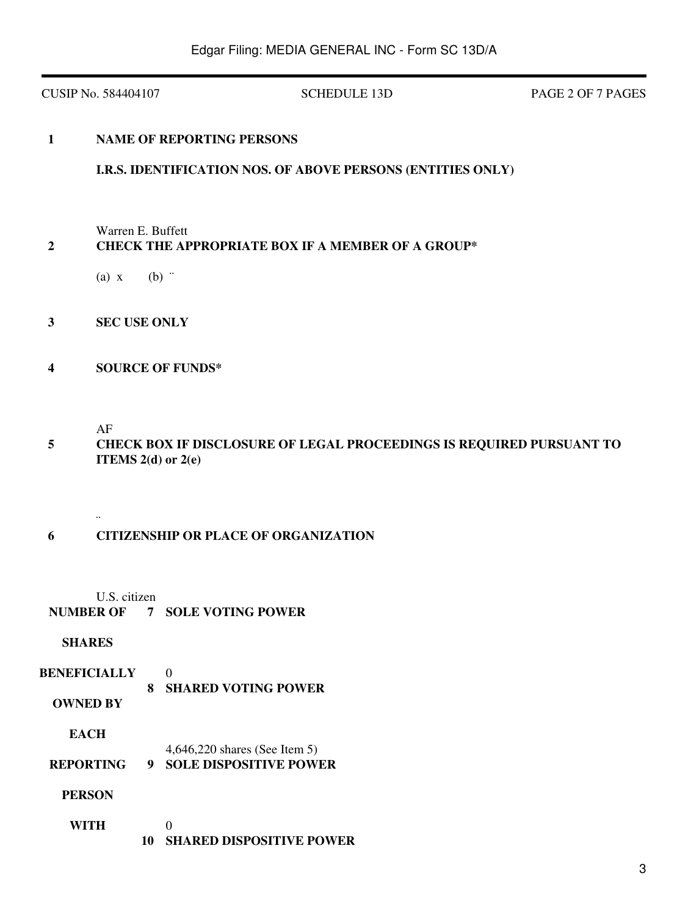CUSIP No. 584404107 SCHEDULE 13D PAGE 2 OF 7 PAGES

| | | |
|---|---|---|
| **1** | **NAME OF REPORTING PERSONS**<br><br>**I.R.S. IDENTIFICATION NOS. OF ABOVE PERSONS (ENTITIES ONLY)**<br><br>Warren E. Buffett | |
| **2** | **CHECK THE APPROPRIATE BOX IF A MEMBER OF A GROUP***<br><br>(a) x (b) ¨ | |
| **3** | **SEC USE ONLY** | |
| **4** | **SOURCE OF FUNDS***<br><br>AF | |
| **5** | **CHECK BOX IF DISCLOSURE OF LEGAL PROCEEDINGS IS REQUIRED PURSUANT TO ITEMS 2(d) or 2(e)**<br><br>¨ | |
| **6** | **CITIZENSHIP OR PLACE OF ORGANIZATION**<br><br>U.S. citizen | |
| **NUMBER OF SHARES BENEFICIALLY OWNED BY EACH REPORTING PERSON WITH** | **7** | **SOLE VOTING POWER**<br><br>0 |
| | **8** | **SHARED VOTING POWER**<br><br>4,646,220 shares (See Item 5) |
| | **9** | **SOLE DISPOSITIVE POWER**<br><br>0 |
| | **10** | **SHARED DISPOSITIVE POWER** |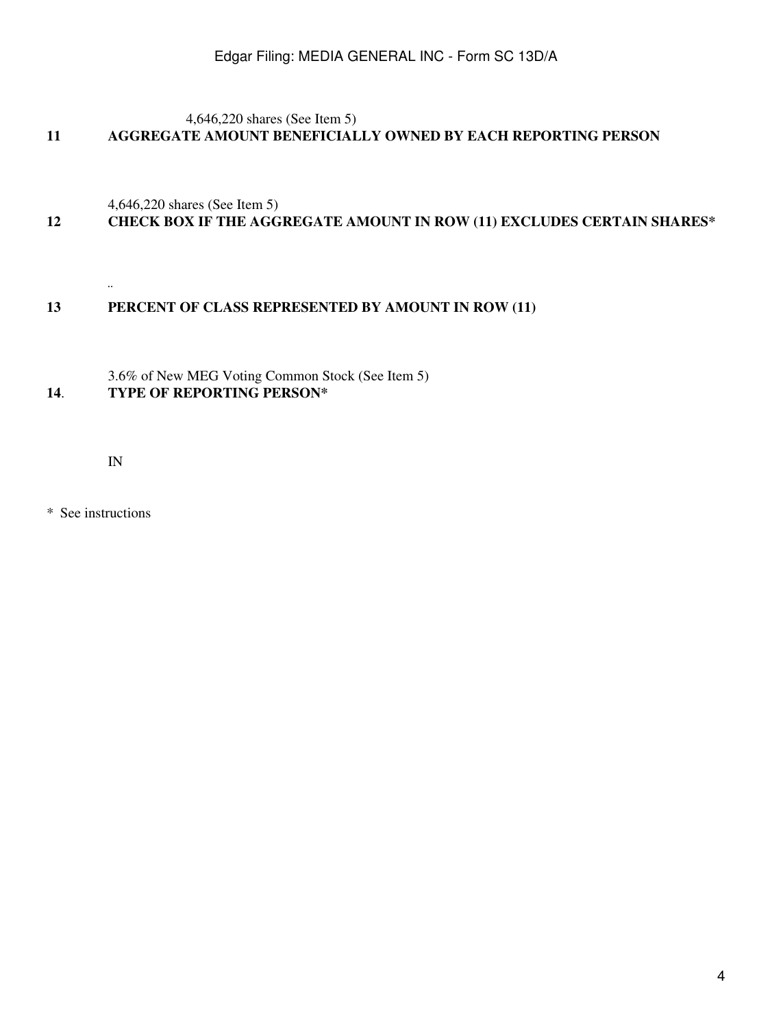4,646,220 shares (See Item 5)

**11 AGGREGATE AMOUNT BENEFICIALLY OWNED BY EACH REPORTING PERSON**

4,646,220 shares (See Item 5)

**12 CHECK BOX IF THE AGGREGATE AMOUNT IN ROW (11) EXCLUDES CERTAIN SHARES***

..

**13 PERCENT OF CLASS REPRESENTED BY AMOUNT IN ROW (11)**

3.6% of New MEG Voting Common Stock (See Item 5)

**14. TYPE OF REPORTING PERSON***

IN

* See instructions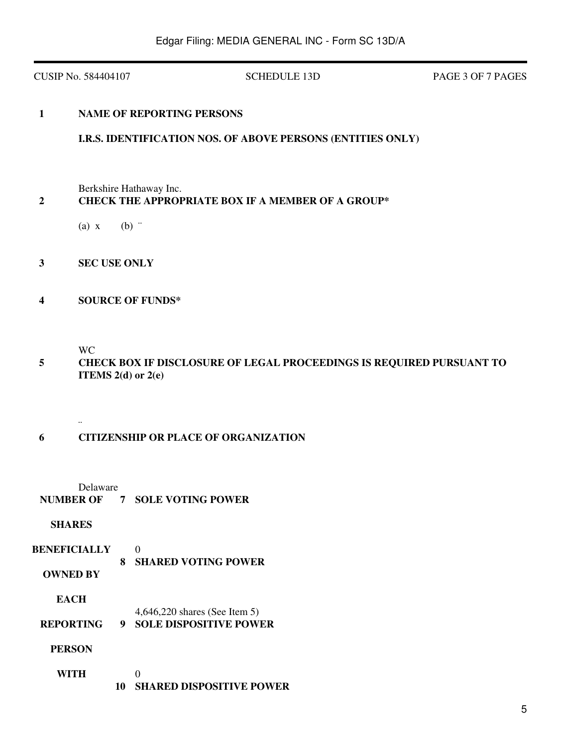CUSIP No. 584404107 SCHEDULE 13D PAGE 3 OF 7 PAGES

| | |
|---|---|
| **1** | **NAME OF REPORTING PERSONS**<br><br>**I.R.S. IDENTIFICATION NOS. OF ABOVE PERSONS (ENTITIES ONLY)**<br><br>Berkshire Hathaway Inc. |
| **2** | **CHECK THE APPROPRIATE BOX IF A MEMBER OF A GROUP***<br><br>(a) x (b) ¨ |
| **3** | **SEC USE ONLY** |
| **4** | **SOURCE OF FUNDS***<br><br>WC |
| **5** | **CHECK BOX IF DISCLOSURE OF LEGAL PROCEEDINGS IS REQUIRED PURSUANT TO ITEMS 2(d) or 2(e)**<br><br>¨ |
| **6** | **CITIZENSHIP OR PLACE OF ORGANIZATION**<br><br>Delaware |

| | | |
|---|---|---|
| **NUMBER OF SHARES BENEFICIALLY OWNED BY EACH REPORTING PERSON WITH** | **7** | **SOLE VOTING POWER**<br><br>0 |
| | **8** | **SHARED VOTING POWER**<br><br>4,646,220 shares (See Item 5) |
| | **9** | **SOLE DISPOSITIVE POWER**<br><br>0 |
| | **10** | **SHARED DISPOSITIVE POWER** |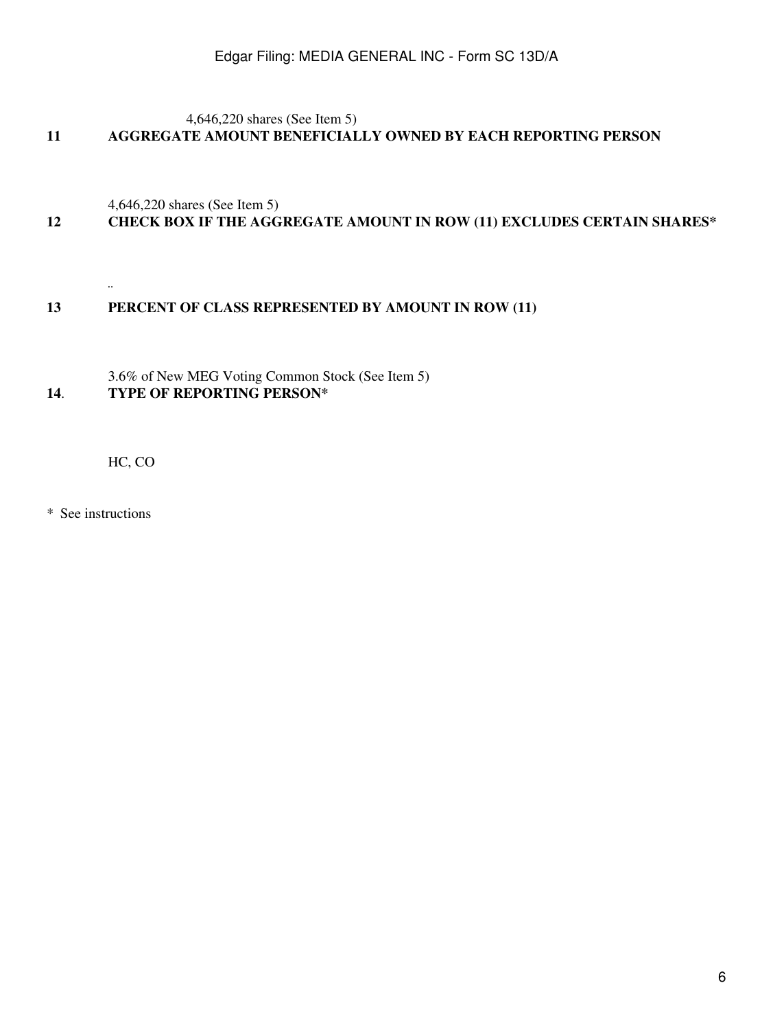4,646,220 shares (See Item 5)

**11 AGGREGATE AMOUNT BENEFICIALLY OWNED BY EACH REPORTING PERSON**

4,646,220 shares (See Item 5)

**12 CHECK BOX IF THE AGGREGATE AMOUNT IN ROW (11) EXCLUDES CERTAIN SHARES***

..

**13 PERCENT OF CLASS REPRESENTED BY AMOUNT IN ROW (11)**

3.6% of New MEG Voting Common Stock (See Item 5)

**14. TYPE OF REPORTING PERSON***

HC, CO

* See instructions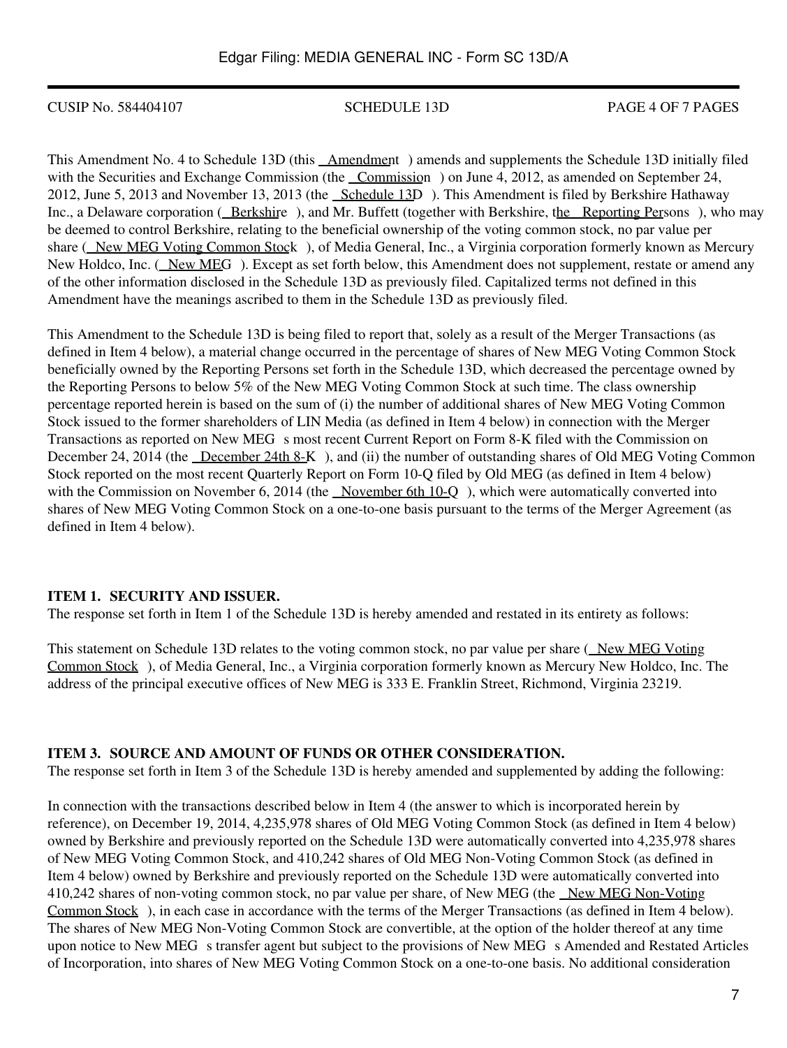This Amendment No. 4 to Schedule 13D (this "Amendment") amends and supplements the Schedule 13D initially filed with the Securities and Exchange Commission (the "Commission") on June 4, 2012, as amended on September 24, 2012, June 5, 2013 and November 13, 2013 (the "Schedule 13D"). This Amendment is filed by Berkshire Hathaway Inc., a Delaware corporation ("Berkshire"), and Mr. Buffett (together with Berkshire, the "Reporting Persons"), who may be deemed to control Berkshire, relating to the beneficial ownership of the voting common stock, no par value per share ("New MEG Voting Common Stock"), of Media General, Inc., a Virginia corporation formerly known as Mercury New Holdco, Inc. ("New MEG"). Except as set forth below, this Amendment does not supplement, restate or amend any of the other information disclosed in the Schedule 13D as previously filed. Capitalized terms not defined in this Amendment have the meanings ascribed to them in the Schedule 13D as previously filed.

This Amendment to the Schedule 13D is being filed to report that, solely as a result of the Merger Transactions (as defined in Item 4 below), a material change occurred in the percentage of shares of New MEG Voting Common Stock beneficially owned by the Reporting Persons set forth in the Schedule 13D, which decreased the percentage owned by the Reporting Persons to below 5% of the New MEG Voting Common Stock at such time. The class ownership percentage reported herein is based on the sum of (i) the number of additional shares of New MEG Voting Common Stock issued to the former shareholders of LIN Media (as defined in Item 4 below) in connection with the Merger Transactions as reported on New MEG's most recent Current Report on Form 8-K filed with the Commission on December 24, 2014 (the "December 24th 8-K"), and (ii) the number of outstanding shares of Old MEG Voting Common Stock reported on the most recent Quarterly Report on Form 10-Q filed by Old MEG (as defined in Item 4 below) with the Commission on November 6, 2014 (the "November 6th 10-Q"), which were automatically converted into shares of New MEG Voting Common Stock on a one-to-one basis pursuant to the terms of the Merger Agreement (as defined in Item 4 below).

**ITEM 1. SECURITY AND ISSUER.**

The response set forth in Item 1 of the Schedule 13D is hereby amended and restated in its entirety as follows:

This statement on Schedule 13D relates to the voting common stock, no par value per share ("New MEG Voting Common Stock"), of Media General, Inc., a Virginia corporation formerly known as Mercury New Holdco, Inc. The address of the principal executive offices of New MEG is 333 E. Franklin Street, Richmond, Virginia 23219.

**ITEM 3. SOURCE AND AMOUNT OF FUNDS OR OTHER CONSIDERATION.**

The response set forth in Item 3 of the Schedule 13D is hereby amended and supplemented by adding the following:

In connection with the transactions described below in Item 4 (the answer to which is incorporated herein by reference), on December 19, 2014, 4,235,978 shares of Old MEG Voting Common Stock (as defined in Item 4 below) owned by Berkshire and previously reported on the Schedule 13D were automatically converted into 4,235,978 shares of New MEG Voting Common Stock, and 410,242 shares of Old MEG Non-Voting Common Stock (as defined in Item 4 below) owned by Berkshire and previously reported on the Schedule 13D were automatically converted into 410,242 shares of non-voting common stock, no par value per share, of New MEG (the "New MEG Non-Voting Common Stock"), in each case in accordance with the terms of the Merger Transactions (as defined in Item 4 below). The shares of New MEG Non-Voting Common Stock are convertible, at the option of the holder thereof at any time upon notice to New MEG's transfer agent but subject to the provisions of New MEG's Amended and Restated Articles of Incorporation, into shares of New MEG Voting Common Stock on a one-to-one basis. No additional consideration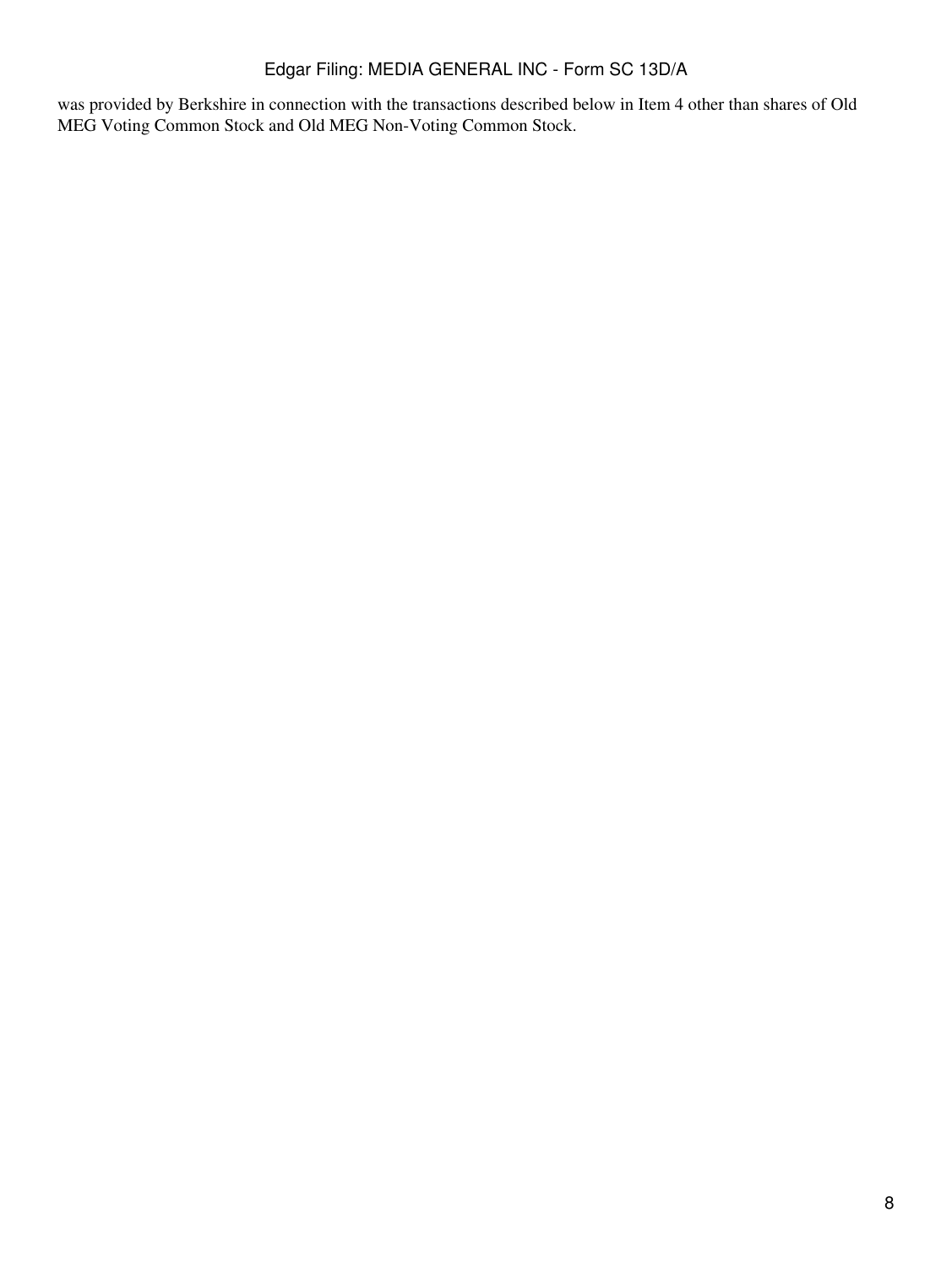was provided by Berkshire in connection with the transactions described below in Item 4 other than shares of Old MEG Voting Common Stock and Old MEG Non-Voting Common Stock.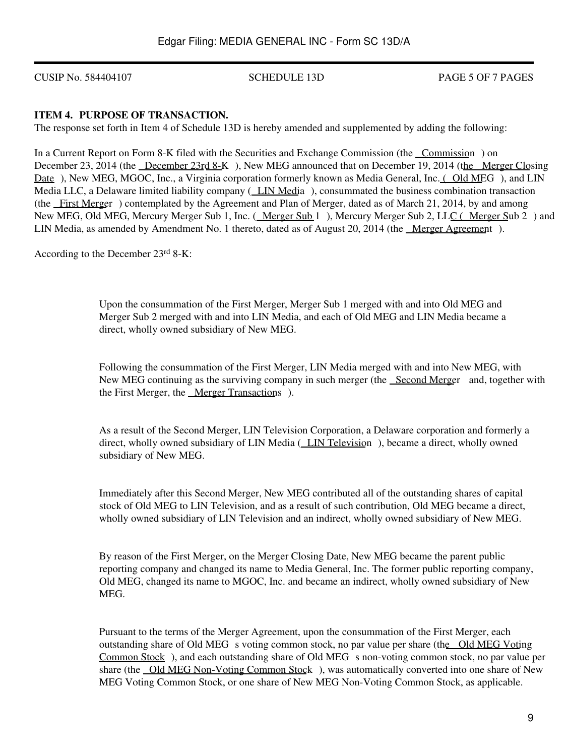**ITEM 4. PURPOSE OF TRANSACTION.**

The response set forth in Item 4 of Schedule 13D is hereby amended and supplemented by adding the following:

In a Current Report on Form 8-K filed with the Securities and Exchange Commission (the "Commission") on December 23, 2014 (the "December 23rd 8-K"), New MEG announced that on December 19, 2014 (the "Merger Closing Date"), New MEG, MGOC, Inc., a Virginia corporation formerly known as Media General, Inc. ("Old MEG"), and LIN Media LLC, a Delaware limited liability company ("LIN Media"), consummated the business combination transaction (the "First Merger") contemplated by the Agreement and Plan of Merger, dated as of March 21, 2014, by and among New MEG, Old MEG, Mercury Merger Sub 1, Inc. ("Merger Sub 1"), Mercury Merger Sub 2, LLC ("Merger Sub 2") and LIN Media, as amended by Amendment No. 1 thereto, dated as of August 20, 2014 (the "Merger Agreement").

According to the December 23rd 8-K:

> Upon the consummation of the First Merger, Merger Sub 1 merged with and into Old MEG and Merger Sub 2 merged with and into LIN Media, and each of Old MEG and LIN Media became a direct, wholly owned subsidiary of New MEG.
>
> Following the consummation of the First Merger, LIN Media merged with and into New MEG, with New MEG continuing as the surviving company in such merger (the "Second Merger" and, together with the First Merger, the "Merger Transactions").
>
> As a result of the Second Merger, LIN Television Corporation, a Delaware corporation and formerly a direct, wholly owned subsidiary of LIN Media ("LIN Television"), became a direct, wholly owned subsidiary of New MEG.
>
> Immediately after this Second Merger, New MEG contributed all of the outstanding shares of capital stock of Old MEG to LIN Television, and as a result of such contribution, Old MEG became a direct, wholly owned subsidiary of LIN Television and an indirect, wholly owned subsidiary of New MEG.
>
> By reason of the First Merger, on the Merger Closing Date, New MEG became the parent public reporting company and changed its name to Media General, Inc. The former public reporting company, Old MEG, changed its name to MGOC, Inc. and became an indirect, wholly owned subsidiary of New MEG.
>
> Pursuant to the terms of the Merger Agreement, upon the consummation of the First Merger, each outstanding share of Old MEG's voting common stock, no par value per share (the "Old MEG Voting Common Stock"), and each outstanding share of Old MEG's non-voting common stock, no par value per share (the "Old MEG Non-Voting Common Stock"), was automatically converted into one share of New MEG Voting Common Stock, or one share of New MEG Non-Voting Common Stock, as applicable.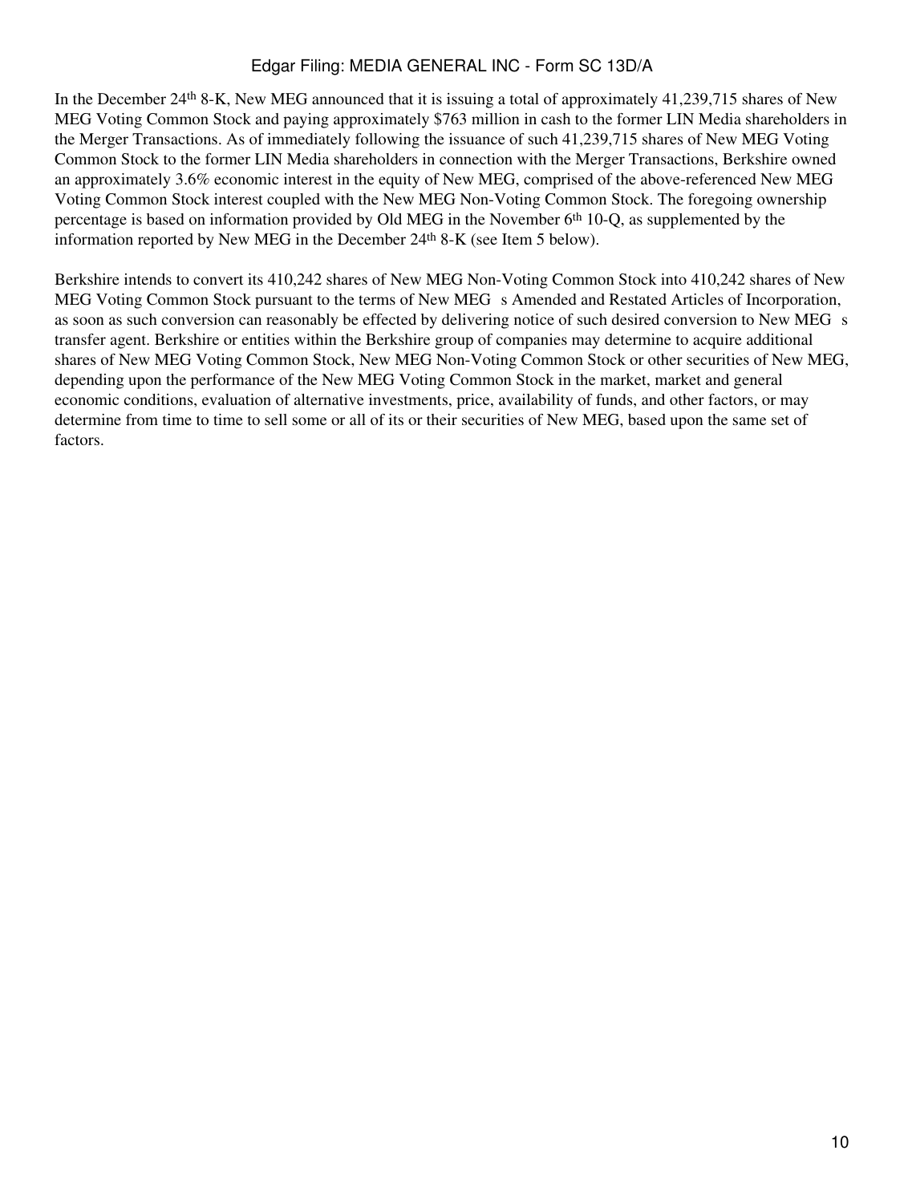In the December 24th 8-K, New MEG announced that it is issuing a total of approximately 41,239,715 shares of New MEG Voting Common Stock and paying approximately $763 million in cash to the former LIN Media shareholders in the Merger Transactions. As of immediately following the issuance of such 41,239,715 shares of New MEG Voting Common Stock to the former LIN Media shareholders in connection with the Merger Transactions, Berkshire owned an approximately 3.6% economic interest in the equity of New MEG, comprised of the above-referenced New MEG Voting Common Stock interest coupled with the New MEG Non-Voting Common Stock. The foregoing ownership percentage is based on information provided by Old MEG in the November 6th 10-Q, as supplemented by the information reported by New MEG in the December 24th 8-K (see Item 5 below).

Berkshire intends to convert its 410,242 shares of New MEG Non-Voting Common Stock into 410,242 shares of New MEG Voting Common Stock pursuant to the terms of New MEG s Amended and Restated Articles of Incorporation, as soon as such conversion can reasonably be effected by delivering notice of such desired conversion to New MEG s transfer agent. Berkshire or entities within the Berkshire group of companies may determine to acquire additional shares of New MEG Voting Common Stock, New MEG Non-Voting Common Stock or other securities of New MEG, depending upon the performance of the New MEG Voting Common Stock in the market, market and general economic conditions, evaluation of alternative investments, price, availability of funds, and other factors, or may determine from time to time to sell some or all of its or their securities of New MEG, based upon the same set of factors.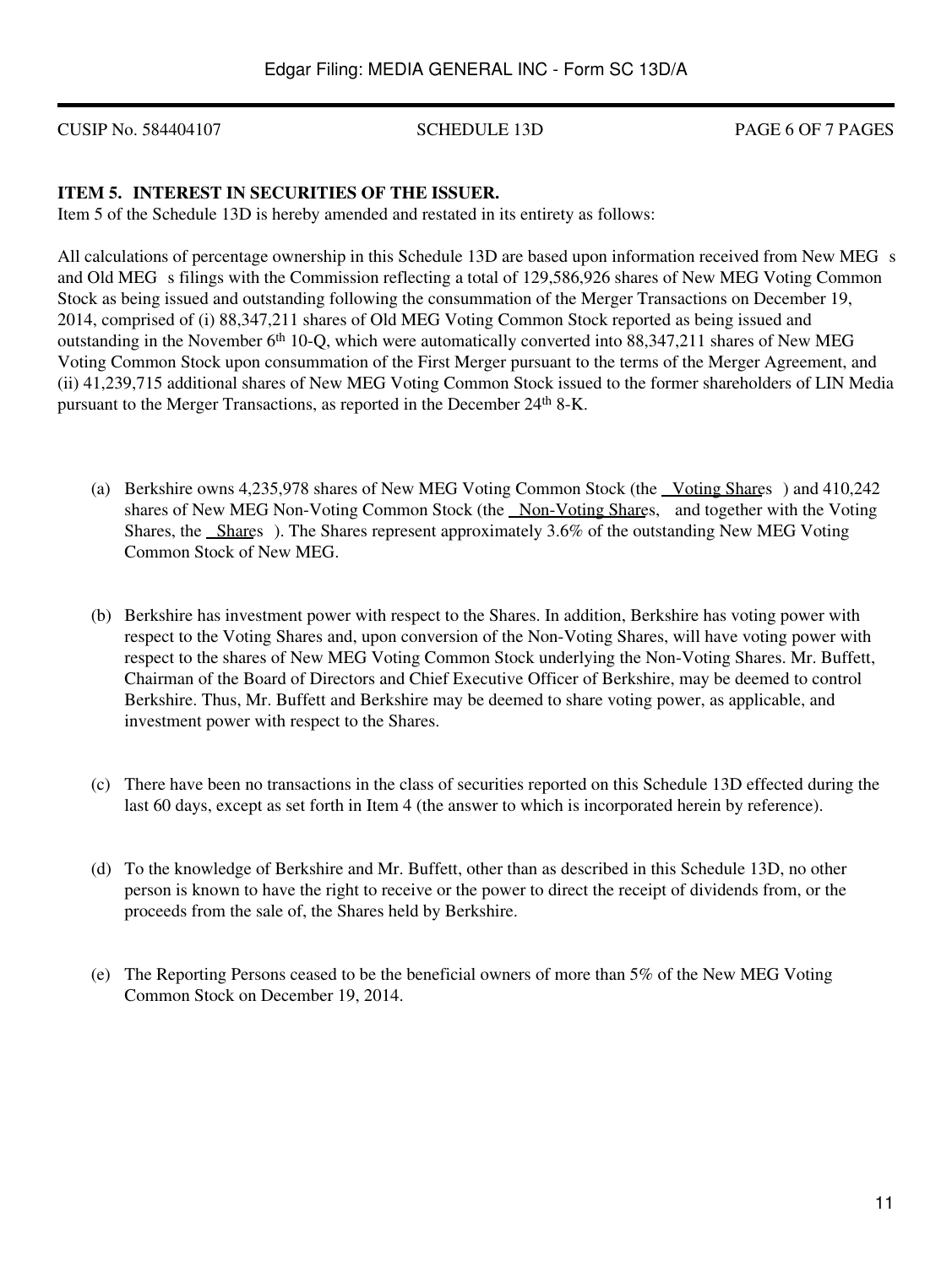**ITEM 5. INTEREST IN SECURITIES OF THE ISSUER.**

Item 5 of the Schedule 13D is hereby amended and restated in its entirety as follows:

All calculations of percentage ownership in this Schedule 13D are based upon information received from New MEG s and Old MEG s filings with the Commission reflecting a total of 129,586,926 shares of New MEG Voting Common Stock as being issued and outstanding following the consummation of the Merger Transactions on December 19, 2014, comprised of (i) 88,347,211 shares of Old MEG Voting Common Stock reported as being issued and outstanding in the November 6th 10-Q, which were automatically converted into 88,347,211 shares of New MEG Voting Common Stock upon consummation of the First Merger pursuant to the terms of the Merger Agreement, and (ii) 41,239,715 additional shares of New MEG Voting Common Stock issued to the former shareholders of LIN Media pursuant to the Merger Transactions, as reported in the December 24th 8-K.

(a) Berkshire owns 4,235,978 shares of New MEG Voting Common Stock (the Voting Shares ) and 410,242 shares of New MEG Non-Voting Common Stock (the Non-Voting Shares, and together with the Voting Shares, the Shares ). The Shares represent approximately 3.6% of the outstanding New MEG Voting Common Stock of New MEG.

(b) Berkshire has investment power with respect to the Shares. In addition, Berkshire has voting power with respect to the Voting Shares and, upon conversion of the Non-Voting Shares, will have voting power with respect to the shares of New MEG Voting Common Stock underlying the Non-Voting Shares. Mr. Buffett, Chairman of the Board of Directors and Chief Executive Officer of Berkshire, may be deemed to control Berkshire. Thus, Mr. Buffett and Berkshire may be deemed to share voting power, as applicable, and investment power with respect to the Shares.

(c) There have been no transactions in the class of securities reported on this Schedule 13D effected during the last 60 days, except as set forth in Item 4 (the answer to which is incorporated herein by reference).

(d) To the knowledge of Berkshire and Mr. Buffett, other than as described in this Schedule 13D, no other person is known to have the right to receive or the power to direct the receipt of dividends from, or the proceeds from the sale of, the Shares held by Berkshire.

(e) The Reporting Persons ceased to be the beneficial owners of more than 5% of the New MEG Voting Common Stock on December 19, 2014.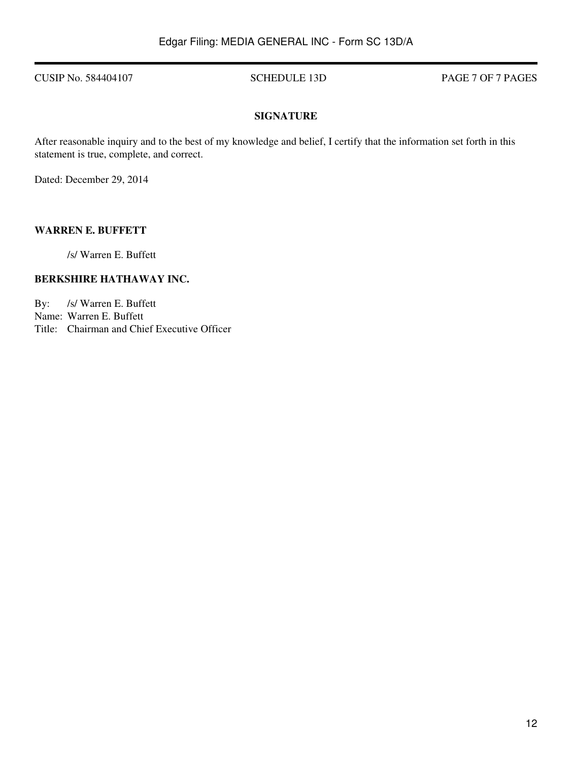CUSIP No. 584404107 SCHEDULE 13D

## SIGNATURE

After reasonable inquiry and to the best of my knowledge and belief, I certify that the information set forth in this statement is true, complete, and correct.

Dated: December 29, 2014

**WARREN E. BUFFETT**

/s/ Warren E. Buffett

**BERKSHIRE HATHAWAY INC.**

By: /s/ Warren E. Buffett
Name: Warren E. Buffett
Title: Chairman and Chief Executive Officer